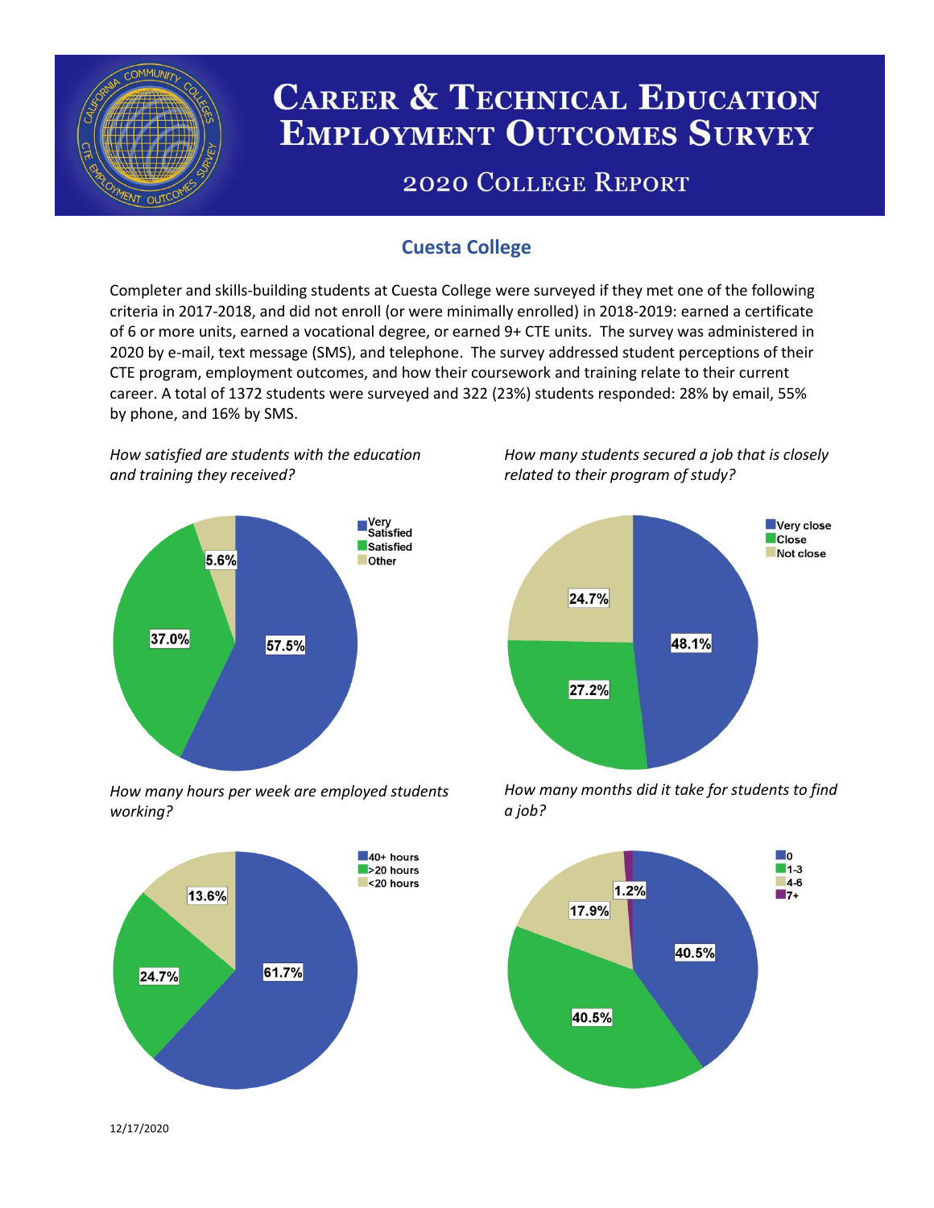# Career & Technical Education Employment Outcomes Survey

## 2020 College Report

### Cuesta College

Completer and skills-building students at Cuesta College were surveyed if they met one of the following criteria in 2017-2018, and did not enroll (or were minimally enrolled) in 2018-2019: earned a certificate of 6 or more units, earned a vocational degree, or earned 9+ CTE units. The survey was administered in 2020 by e-mail, text message (SMS), and telephone. The survey addressed student perceptions of their CTE program, employment outcomes, and how their coursework and training relate to their current career. A total of 1372 students were surveyed and 322 (23%) students responded: 28% by email, 55% by phone, and 16% by SMS.

*How satisfied are students with the education and training they received?*

| Response | Percent |
|---|---|
| Very Satisfied | 57.5% |
| Satisfied | 37.0% |
| Other | 5.6% |

*How many students secured a job that is closely related to their program of study?*

| Response | Percent |
|---|---|
| Very close | 48.1% |
| Close | 27.2% |
| Not close | 24.7% |

*How many hours per week are employed students working?*

| Response | Percent |
|---|---|
| 40+ hours | 61.7% |
| >20 hours | 24.7% |
| <20 hours | 13.6% |

*How many months did it take for students to find a job?*

| Response | Percent |
|---|---|
| 0 | 40.5% |
| 1-3 | 40.5% |
| 4-6 | 17.9% |
| 7+ | 1.2% |

12/17/2020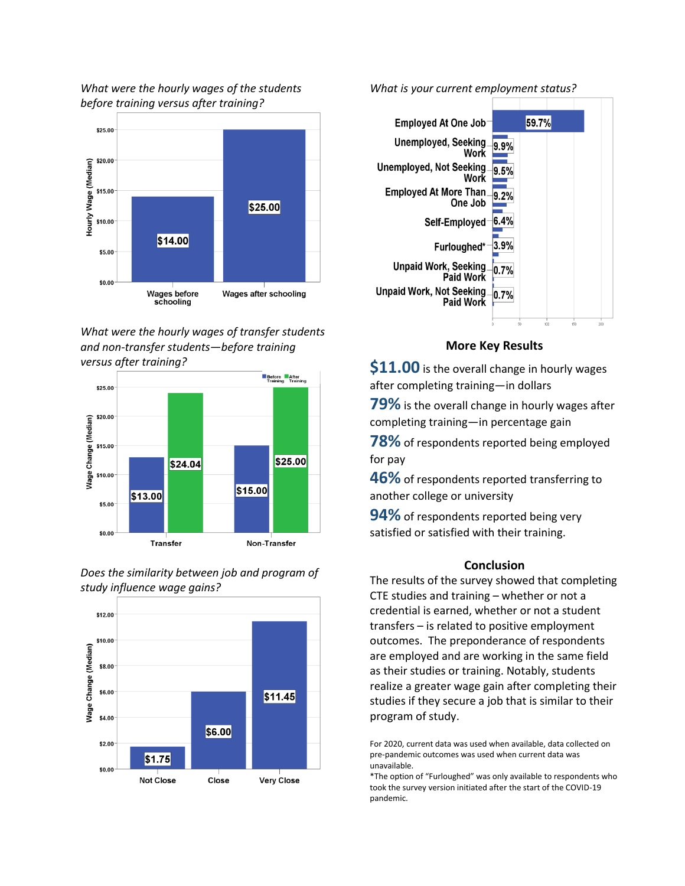*What were the hourly wages of the students before training versus after training?*

Hourly Wage (Median)

$25.00
$20.00
$15.00
$10.00
$5.00
$0.00

$14.00
$25.00

Wages before schooling
Wages after schooling

*What were the hourly wages of transfer students and non-transfer students—before training versus after training?*

Before Training
After Training

Wage Change (Median)

$25.00
$20.00
$15.00
$10.00
$5.00
$0.00

$13.00
$24.04
$15.00
$25.00

Transfer
Non-Transfer

*Does the similarity between job and program of study influence wage gains?*

Wage Change (Median)

$12.00
$10.00
$8.00
$6.00
$4.00
$2.00
$0.00

$1.75
$6.00
$11.45

Not Close
Close
Very Close

*What is your current employment status?*

Employed At One Job 59.7%
Unemployed, Seeking Work 9.9%
Unemployed, Not Seeking Work 9.5%
Employed At More Than One Job 9.2%
Self-Employed 6.4%
Furloughed* 3.9%
Unpaid Work, Seeking Paid Work 0.7%
Unpaid Work, Not Seeking Paid Work 0.7%

0
50
100
150
200

## More Key Results

**$11.00** is the overall change in hourly wages after completing training—in dollars

**79%** is the overall change in hourly wages after completing training—in percentage gain

**78%** of respondents reported being employed for pay

**46%** of respondents reported transferring to another college or university

**94%** of respondents reported being very satisfied or satisfied with their training.

## Conclusion

The results of the survey showed that completing CTE studies and training – whether or not a credential is earned, whether or not a student transfers – is related to positive employment outcomes. The preponderance of respondents are employed and are working in the same field as their studies or training. Notably, students realize a greater wage gain after completing their studies if they secure a job that is similar to their program of study.

For 2020, current data was used when available, data collected on pre-pandemic outcomes was used when current data was unavailable.
*The option of "Furloughed" was only available to respondents who took the survey version initiated after the start of the COVID-19 pandemic.